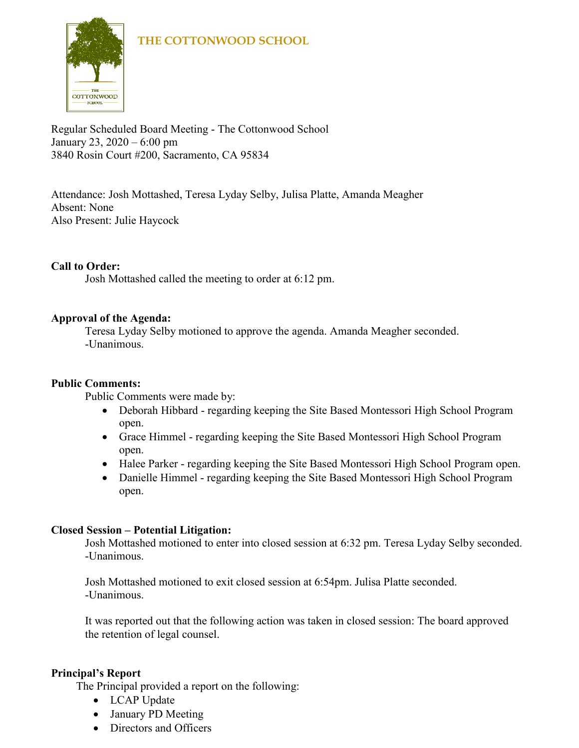# THE COTTONWOOD SCHOOL

Regular Scheduled Board Meeting - The Cottonwood School
January 23, 2020 – 6:00 pm
3840 Rosin Court #200, Sacramento, CA 95834

Attendance: Josh Mottashed, Teresa Lyday Selby, Julisa Platte, Amanda Meagher
Absent: None
Also Present: Julie Haycock

**Call to Order:**

Josh Mottashed called the meeting to order at 6:12 pm.

**Approval of the Agenda:**

Teresa Lyday Selby motioned to approve the agenda. Amanda Meagher seconded.
-Unanimous.

**Public Comments:**

Public Comments were made by:

- Deborah Hibbard - regarding keeping the Site Based Montessori High School Program open.
- Grace Himmel - regarding keeping the Site Based Montessori High School Program open.
- Halee Parker - regarding keeping the Site Based Montessori High School Program open.
- Danielle Himmel - regarding keeping the Site Based Montessori High School Program open.

**Closed Session – Potential Litigation:**

Josh Mottashed motioned to enter into closed session at 6:32 pm. Teresa Lyday Selby seconded.
-Unanimous.

Josh Mottashed motioned to exit closed session at 6:54pm. Julisa Platte seconded.
-Unanimous.

It was reported out that the following action was taken in closed session: The board approved the retention of legal counsel.

**Principal's Report**

The Principal provided a report on the following:

- LCAP Update
- January PD Meeting
- Directors and Officers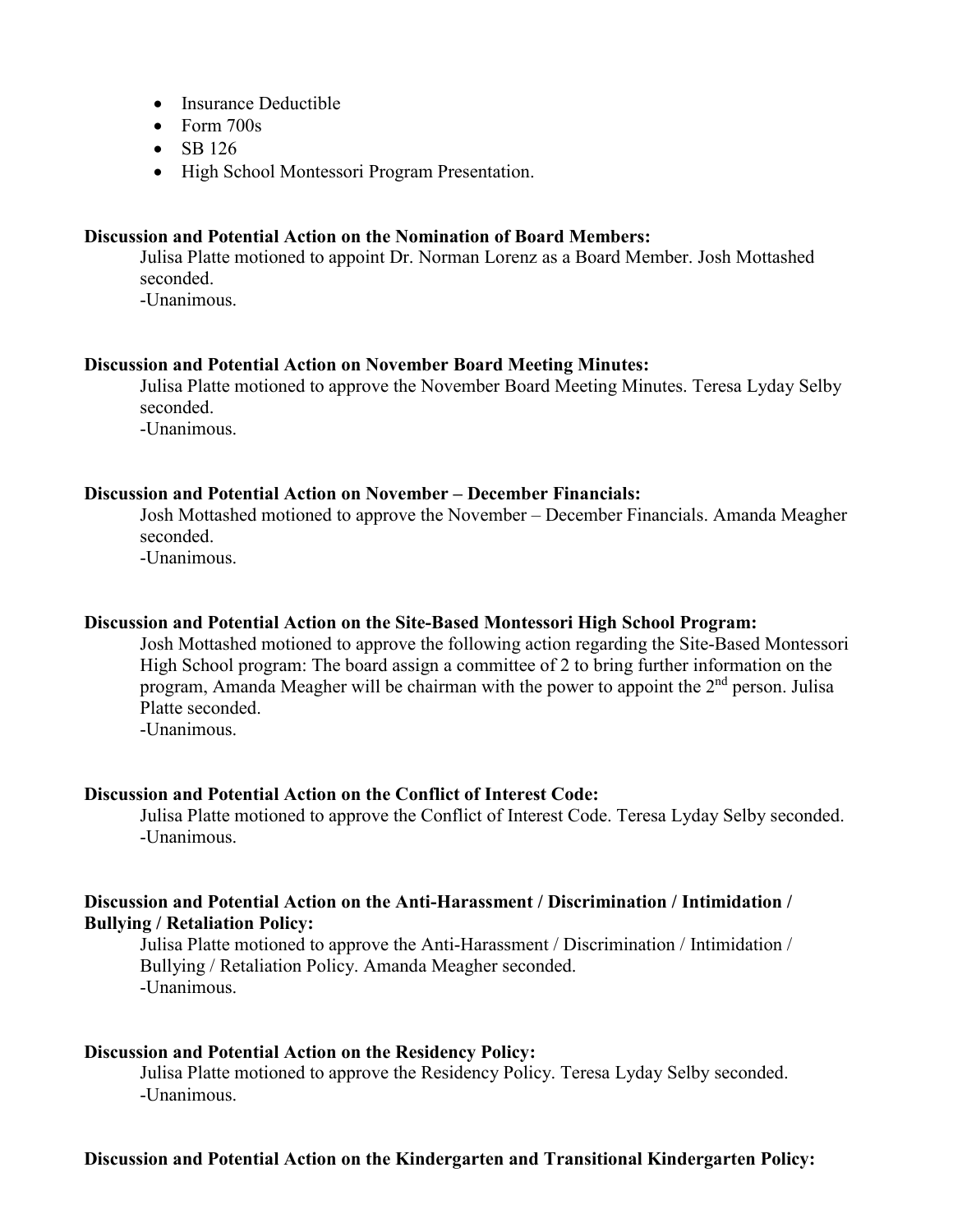- Insurance Deductible
- Form 700s
- SB 126
- High School Montessori Program Presentation.

**Discussion and Potential Action on the Nomination of Board Members:**

Julisa Platte motioned to appoint Dr. Norman Lorenz as a Board Member. Josh Mottashed seconded.
-Unanimous.

**Discussion and Potential Action on November Board Meeting Minutes:**

Julisa Platte motioned to approve the November Board Meeting Minutes. Teresa Lyday Selby seconded.
-Unanimous.

**Discussion and Potential Action on November – December Financials:**

Josh Mottashed motioned to approve the November – December Financials. Amanda Meagher seconded.
-Unanimous.

**Discussion and Potential Action on the Site-Based Montessori High School Program:**

Josh Mottashed motioned to approve the following action regarding the Site-Based Montessori High School program: The board assign a committee of 2 to bring further information on the program, Amanda Meagher will be chairman with the power to appoint the 2nd person. Julisa Platte seconded.
-Unanimous.

**Discussion and Potential Action on the Conflict of Interest Code:**

Julisa Platte motioned to approve the Conflict of Interest Code. Teresa Lyday Selby seconded.
-Unanimous.

**Discussion and Potential Action on the Anti-Harassment / Discrimination / Intimidation / Bullying / Retaliation Policy:**

Julisa Platte motioned to approve the Anti-Harassment / Discrimination / Intimidation / Bullying / Retaliation Policy. Amanda Meagher seconded.
-Unanimous.

**Discussion and Potential Action on the Residency Policy:**

Julisa Platte motioned to approve the Residency Policy. Teresa Lyday Selby seconded.
-Unanimous.

**Discussion and Potential Action on the Kindergarten and Transitional Kindergarten Policy:**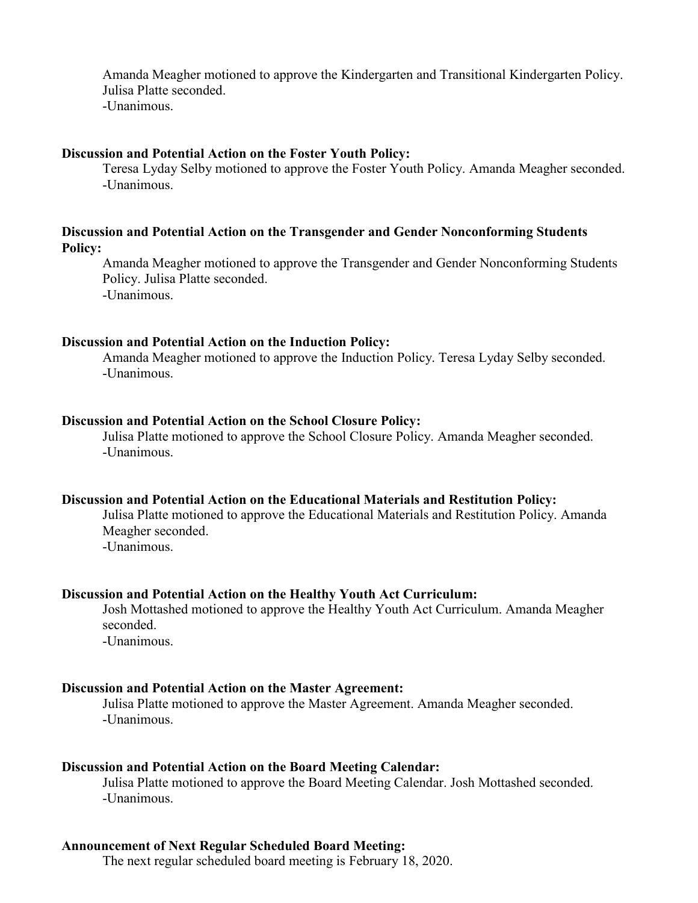Amanda Meagher motioned to approve the Kindergarten and Transitional Kindergarten Policy. Julisa Platte seconded.
-Unanimous.

**Discussion and Potential Action on the Foster Youth Policy:**

Teresa Lyday Selby motioned to approve the Foster Youth Policy. Amanda Meagher seconded.
-Unanimous.

**Discussion and Potential Action on the Transgender and Gender Nonconforming Students Policy:**

Amanda Meagher motioned to approve the Transgender and Gender Nonconforming Students Policy. Julisa Platte seconded.
-Unanimous.

**Discussion and Potential Action on the Induction Policy:**

Amanda Meagher motioned to approve the Induction Policy. Teresa Lyday Selby seconded.
-Unanimous.

**Discussion and Potential Action on the School Closure Policy:**

Julisa Platte motioned to approve the School Closure Policy. Amanda Meagher seconded.
-Unanimous.

**Discussion and Potential Action on the Educational Materials and Restitution Policy:**

Julisa Platte motioned to approve the Educational Materials and Restitution Policy. Amanda Meagher seconded.
-Unanimous.

**Discussion and Potential Action on the Healthy Youth Act Curriculum:**

Josh Mottashed motioned to approve the Healthy Youth Act Curriculum. Amanda Meagher seconded.
-Unanimous.

**Discussion and Potential Action on the Master Agreement:**

Julisa Platte motioned to approve the Master Agreement. Amanda Meagher seconded.
-Unanimous.

**Discussion and Potential Action on the Board Meeting Calendar:**

Julisa Platte motioned to approve the Board Meeting Calendar. Josh Mottashed seconded.
-Unanimous.

**Announcement of Next Regular Scheduled Board Meeting:**

The next regular scheduled board meeting is February 18, 2020.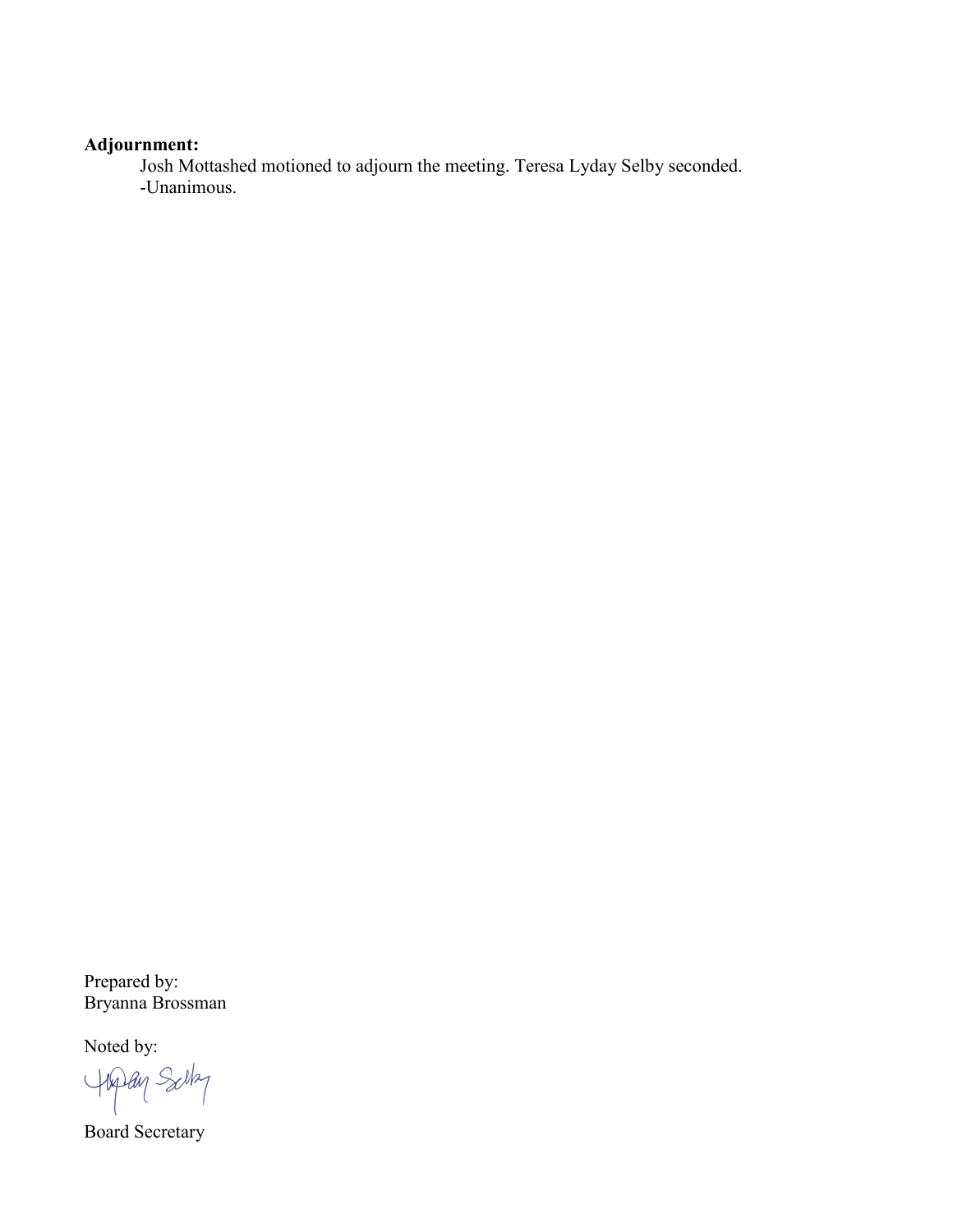**Adjournment:**

Josh Mottashed motioned to adjourn the meeting. Teresa Lyday Selby seconded.
-Unanimous.

Prepared by:
Bryanna Brossman

Noted by:

Board Secretary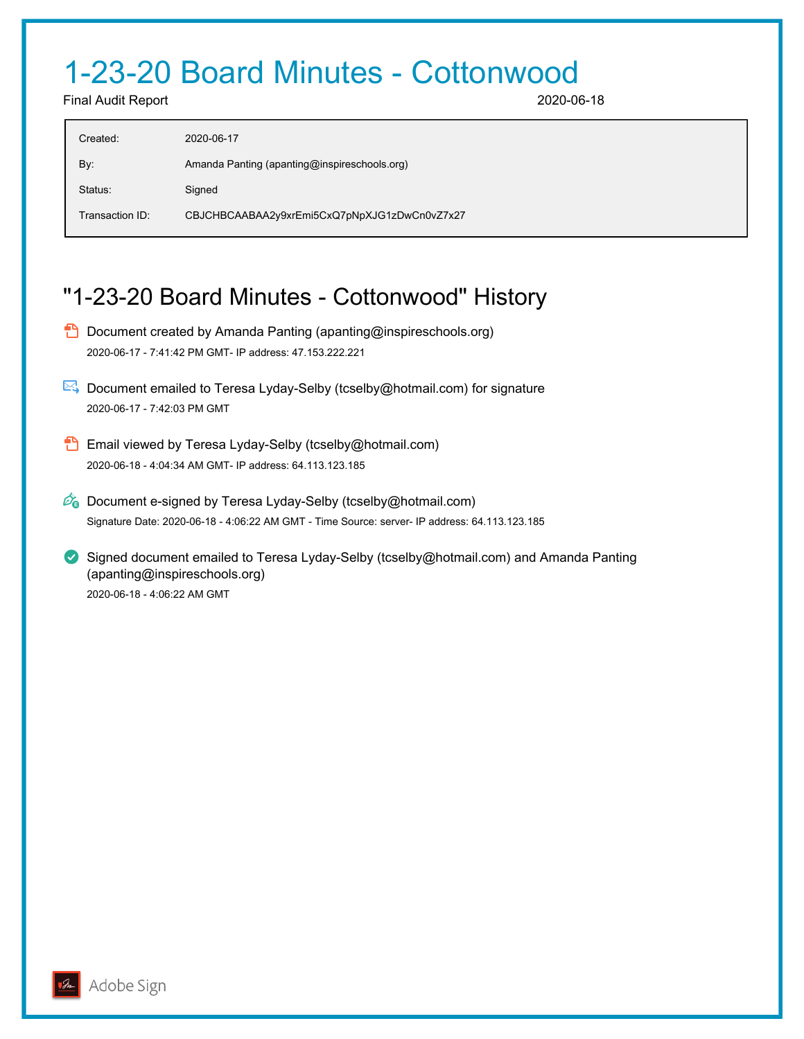# 1-23-20 Board Minutes - Cottonwood

Final Audit Report 2020-06-18

| | |
|---|---|
| Created: | 2020-06-17 |
| By: | Amanda Panting (apanting@inspireschools.org) |
| Status: | Signed |
| Transaction ID: | CBJCHBCAABAA2y9xrEmi5CxQ7pNpXJG1zDwCn0vZ7x27 |

## "1-23-20 Board Minutes - Cottonwood" History

- Document created by Amanda Panting (apanting@inspireschools.org)
  2020-06-17 - 7:41:42 PM GMT- IP address: 47.153.222.221

- Document emailed to Teresa Lyday-Selby (tcselby@hotmail.com) for signature
  2020-06-17 - 7:42:03 PM GMT

- Email viewed by Teresa Lyday-Selby (tcselby@hotmail.com)
  2020-06-18 - 4:04:34 AM GMT- IP address: 64.113.123.185

- Document e-signed by Teresa Lyday-Selby (tcselby@hotmail.com)
  Signature Date: 2020-06-18 - 4:06:22 AM GMT - Time Source: server- IP address: 64.113.123.185

- Signed document emailed to Teresa Lyday-Selby (tcselby@hotmail.com) and Amanda Panting (apanting@inspireschools.org)
  2020-06-18 - 4:06:22 AM GMT

Adobe Sign